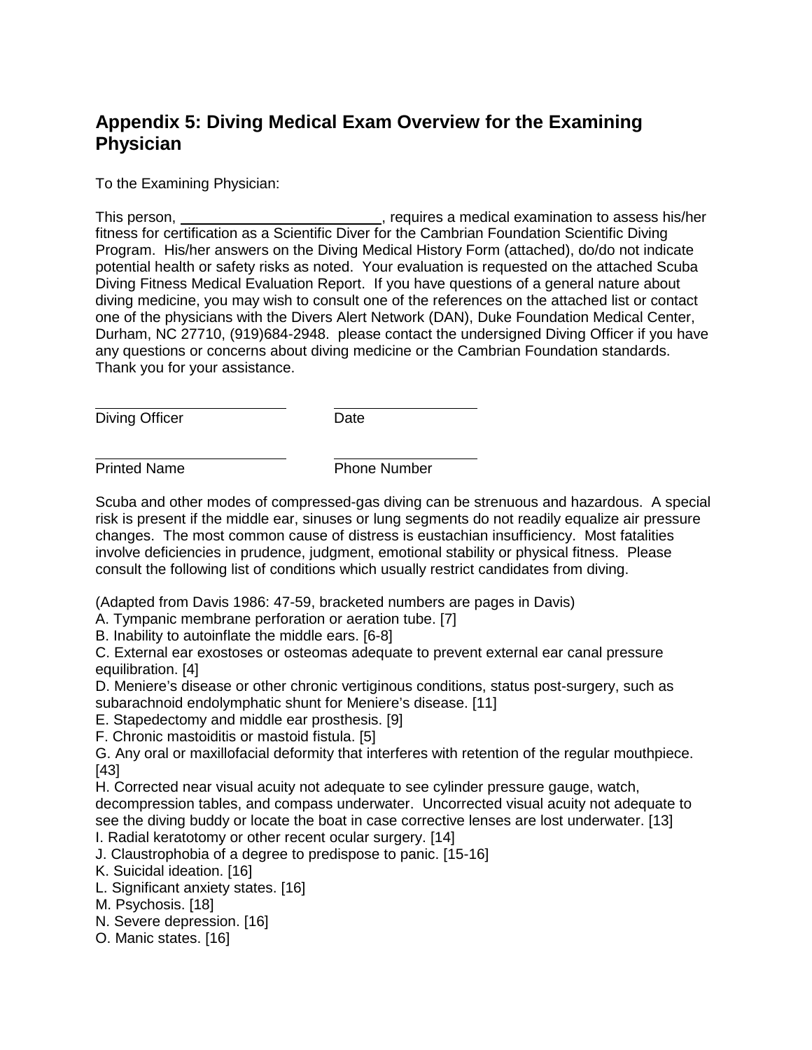# Appendix 5: Diving Medical Exam Overview for the Examining Physician

To the Examining Physician:

This person, \_\_\_\_\_\_\_\_\_\_\_\_\_\_\_\_\_\_\_\_\_\_\_\_\_, requires a medical examination to assess his/her fitness for certification as a Scientific Diver for the Cambrian Foundation Scientific Diving Program. His/her answers on the Diving Medical History Form (attached), do/do not indicate potential health or safety risks as noted. Your evaluation is requested on the attached Scuba Diving Fitness Medical Evaluation Report. If you have questions of a general nature about diving medicine, you may wish to consult one of the references on the attached list or contact one of the physicians with the Divers Alert Network (DAN), Duke Foundation Medical Center, Durham, NC 27710, (919)684-2948. please contact the undersigned Diving Officer if you have any questions or concerns about diving medicine or the Cambrian Foundation standards. Thank you for your assistance.

| \_\_\_\_\_\_\_\_\_\_\_\_\_\_\_\_\_\_\_\_\_\_\_\_\_ | \_\_\_\_\_\_\_\_\_\_\_\_\_\_\_\_\_\_\_\_ |
|---|---|
| Diving Officer | Date |
| \_\_\_\_\_\_\_\_\_\_\_\_\_\_\_\_\_\_\_\_\_\_\_\_\_ | \_\_\_\_\_\_\_\_\_\_\_\_\_\_\_\_\_\_\_\_ |
| Printed Name | Phone Number |

Scuba and other modes of compressed-gas diving can be strenuous and hazardous. A special risk is present if the middle ear, sinuses or lung segments do not readily equalize air pressure changes. The most common cause of distress is eustachian insufficiency. Most fatalities involve deficiencies in prudence, judgment, emotional stability or physical fitness. Please consult the following list of conditions which usually restrict candidates from diving.

(Adapted from Davis 1986: 47-59, bracketed numbers are pages in Davis)

A. Tympanic membrane perforation or aeration tube. [7]

B. Inability to autoinflate the middle ears. [6-8]

C. External ear exostoses or osteomas adequate to prevent external ear canal pressure equilibration. [4]

D. Meniere's disease or other chronic vertiginous conditions, status post-surgery, such as subarachnoid endolymphatic shunt for Meniere's disease. [11]

E. Stapedectomy and middle ear prosthesis. [9]

F. Chronic mastoiditis or mastoid fistula. [5]

G. Any oral or maxillofacial deformity that interferes with retention of the regular mouthpiece. [43]

H. Corrected near visual acuity not adequate to see cylinder pressure gauge, watch, decompression tables, and compass underwater. Uncorrected visual acuity not adequate to see the diving buddy or locate the boat in case corrective lenses are lost underwater. [13]

I. Radial keratotomy or other recent ocular surgery. [14]

J. Claustrophobia of a degree to predispose to panic. [15-16]

K. Suicidal ideation. [16]

L. Significant anxiety states. [16]

M. Psychosis. [18]

N. Severe depression. [16]

O. Manic states. [16]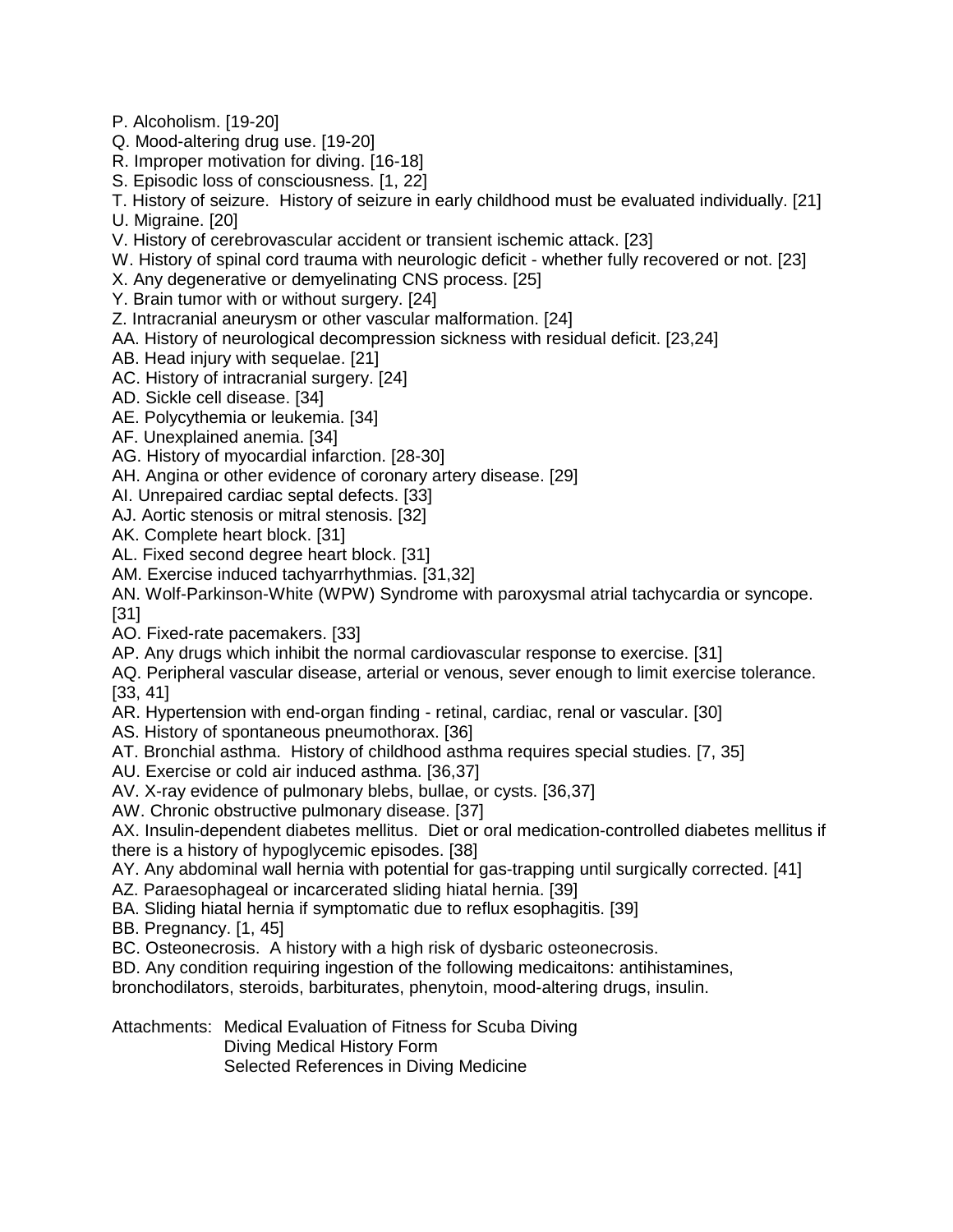P. Alcoholism. [19-20]
Q. Mood-altering drug use. [19-20]
R. Improper motivation for diving. [16-18]
S. Episodic loss of consciousness. [1, 22]
T. History of seizure. History of seizure in early childhood must be evaluated individually. [21]
U. Migraine. [20]
V. History of cerebrovascular accident or transient ischemic attack. [23]
W. History of spinal cord trauma with neurologic deficit - whether fully recovered or not. [23]
X. Any degenerative or demyelinating CNS process. [25]
Y. Brain tumor with or without surgery. [24]
Z. Intracranial aneurysm or other vascular malformation. [24]
AA. History of neurological decompression sickness with residual deficit. [23,24]
AB. Head injury with sequelae. [21]
AC. History of intracranial surgery. [24]
AD. Sickle cell disease. [34]
AE. Polycythemia or leukemia. [34]
AF. Unexplained anemia. [34]
AG. History of myocardial infarction. [28-30]
AH. Angina or other evidence of coronary artery disease. [29]
AI. Unrepaired cardiac septal defects. [33]
AJ. Aortic stenosis or mitral stenosis. [32]
AK. Complete heart block. [31]
AL. Fixed second degree heart block. [31]
AM. Exercise induced tachyarrhythmias. [31,32]
AN. Wolf-Parkinson-White (WPW) Syndrome with paroxysmal atrial tachycardia or syncope. [31]
AO. Fixed-rate pacemakers. [33]
AP. Any drugs which inhibit the normal cardiovascular response to exercise. [31]
AQ. Peripheral vascular disease, arterial or venous, sever enough to limit exercise tolerance. [33, 41]
AR. Hypertension with end-organ finding - retinal, cardiac, renal or vascular. [30]
AS. History of spontaneous pneumothorax. [36]
AT. Bronchial asthma. History of childhood asthma requires special studies. [7, 35]
AU. Exercise or cold air induced asthma. [36,37]
AV. X-ray evidence of pulmonary blebs, bullae, or cysts. [36,37]
AW. Chronic obstructive pulmonary disease. [37]
AX. Insulin-dependent diabetes mellitus. Diet or oral medication-controlled diabetes mellitus if there is a history of hypoglycemic episodes. [38]
AY. Any abdominal wall hernia with potential for gas-trapping until surgically corrected. [41]
AZ. Paraesophageal or incarcerated sliding hiatal hernia. [39]
BA. Sliding hiatal hernia if symptomatic due to reflux esophagitis. [39]
BB. Pregnancy. [1, 45]
BC. Osteonecrosis. A history with a high risk of dysbaric osteonecrosis.
BD. Any condition requiring ingestion of the following medicaitons: antihistamines, bronchodilators, steroids, barbiturates, phenytoin, mood-altering drugs, insulin.

Attachments: Medical Evaluation of Fitness for Scuba Diving
Diving Medical History Form
Selected References in Diving Medicine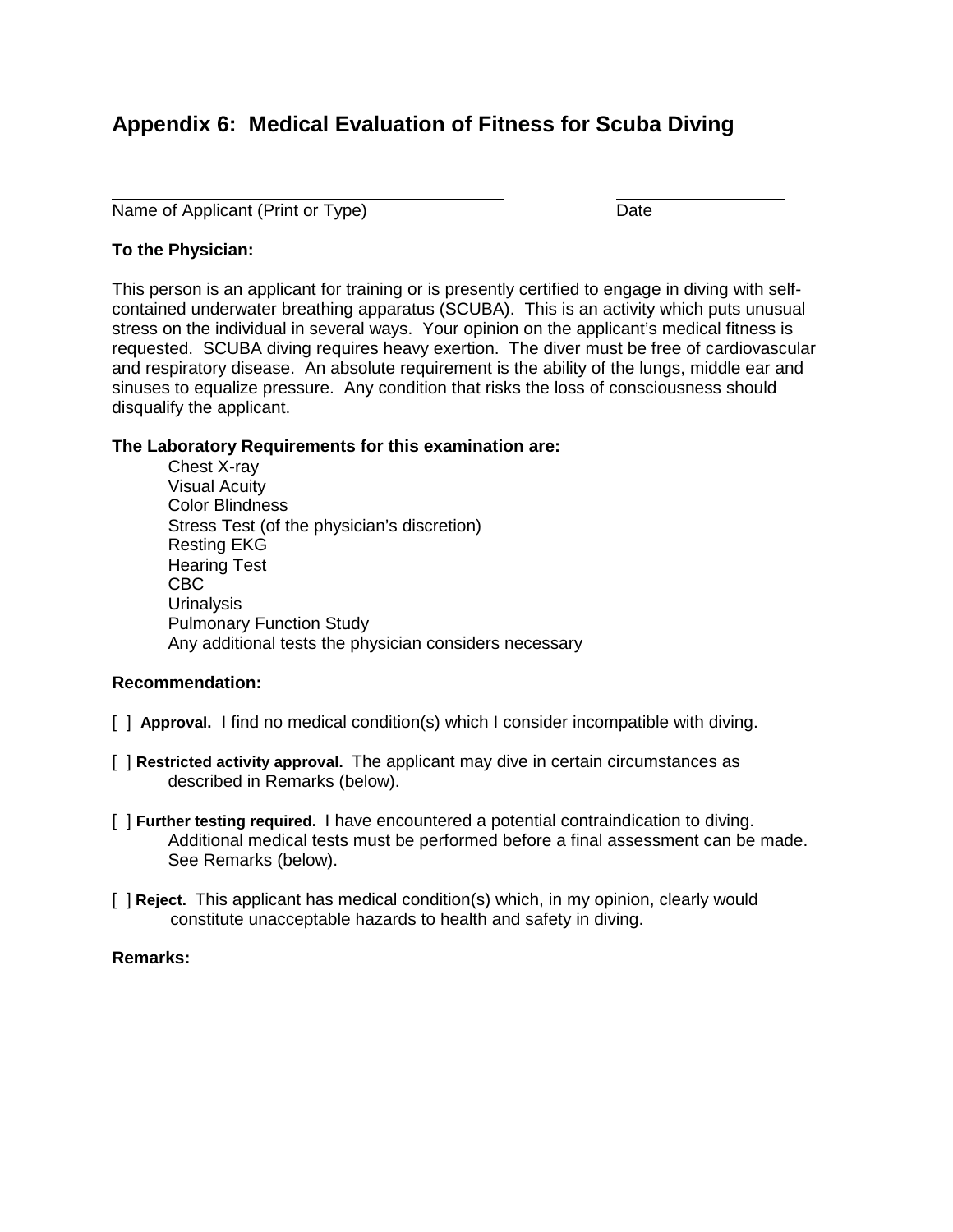## Appendix 6: Medical Evaluation of Fitness for Scuba Diving

\_\_\_\_\_\_\_\_\_\_\_\_\_\_\_\_\_\_\_\_\_\_\_\_\_\_\_\_\_\_\_\_\_\_\_\_\_\_\_\_ \_\_\_\_\_\_\_\_\_\_\_\_\_\_\_\_\_\_
Name of Applicant (Print or Type) Date

**To the Physician:**

This person is an applicant for training or is presently certified to engage in diving with self-contained underwater breathing apparatus (SCUBA). This is an activity which puts unusual stress on the individual in several ways. Your opinion on the applicant's medical fitness is requested. SCUBA diving requires heavy exertion. The diver must be free of cardiovascular and respiratory disease. An absolute requirement is the ability of the lungs, middle ear and sinuses to equalize pressure. Any condition that risks the loss of consciousness should disqualify the applicant.

**The Laboratory Requirements for this examination are:**

- Chest X-ray
- Visual Acuity
- Color Blindness
- Stress Test (of the physician's discretion)
- Resting EKG
- Hearing Test
- CBC
- Urinalysis
- Pulmonary Function Study
- Any additional tests the physician considers necessary

**Recommendation:**

[ ] **Approval.** I find no medical condition(s) which I consider incompatible with diving.

[ ] **Restricted activity approval.** The applicant may dive in certain circumstances as described in Remarks (below).

[ ] **Further testing required.** I have encountered a potential contraindication to diving. Additional medical tests must be performed before a final assessment can be made. See Remarks (below).

[ ] **Reject.** This applicant has medical condition(s) which, in my opinion, clearly would constitute unacceptable hazards to health and safety in diving.

**Remarks:**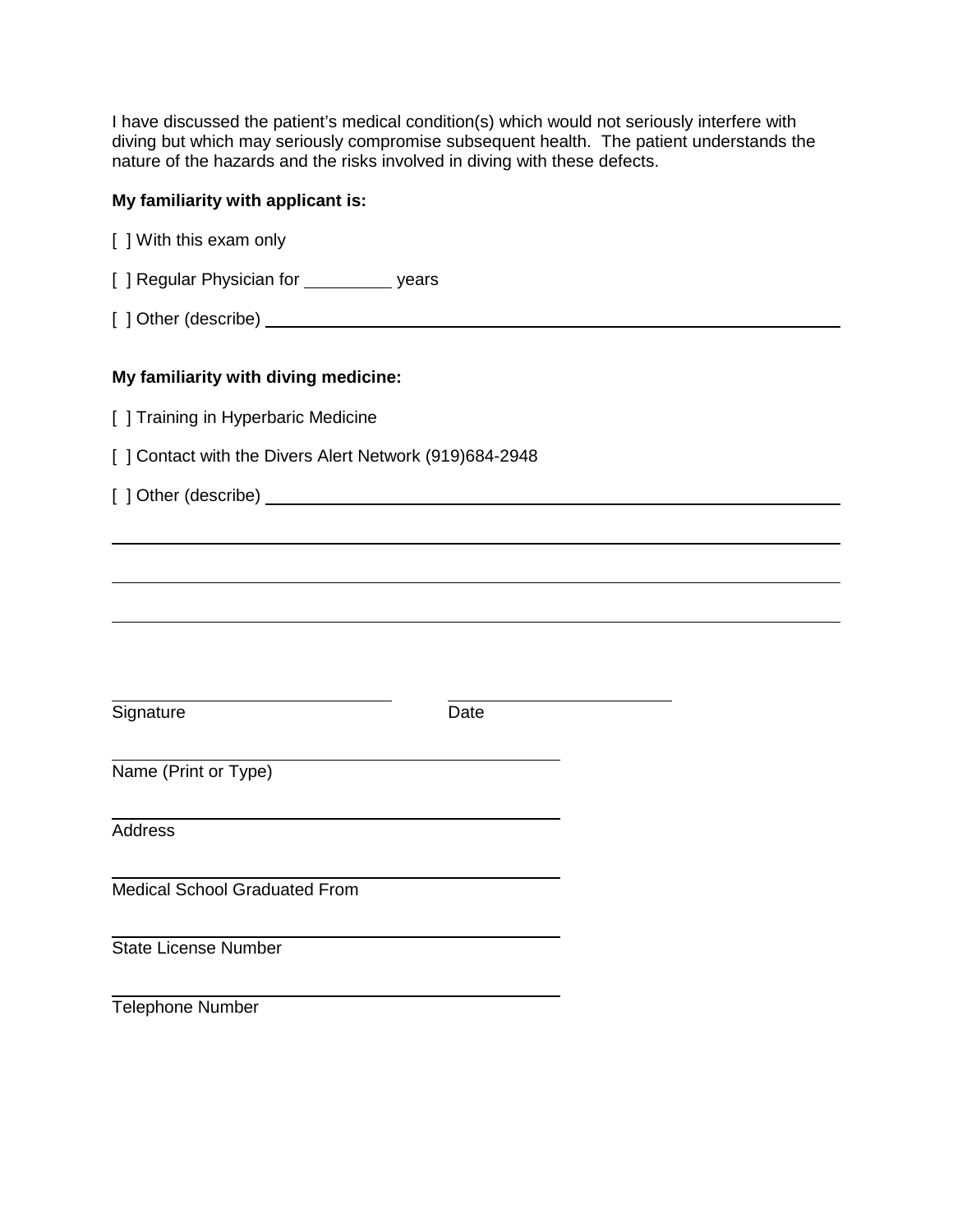I have discussed the patient's medical condition(s) which would not seriously interfere with diving but which may seriously compromise subsequent health. The patient understands the nature of the hazards and the risks involved in diving with these defects.

**My familiarity with applicant is:**

[ ] With this exam only

[ ] Regular Physician for __________ years

[ ] Other (describe) ____________________________________________________________

**My familiarity with diving medicine:**

[ ] Training in Hyperbaric Medicine

[ ] Contact with the Divers Alert Network (919)684-2948

[ ] Other (describe) ____________________________________________________________

________________________________________________________________________________

________________________________________________________________________________

________________________________________________________________________________

______________________________ ________________________
Signature Date

______________________________________________
Name (Print or Type)

______________________________________________
Address

______________________________________________
Medical School Graduated From

______________________________________________
State License Number

______________________________________________
Telephone Number